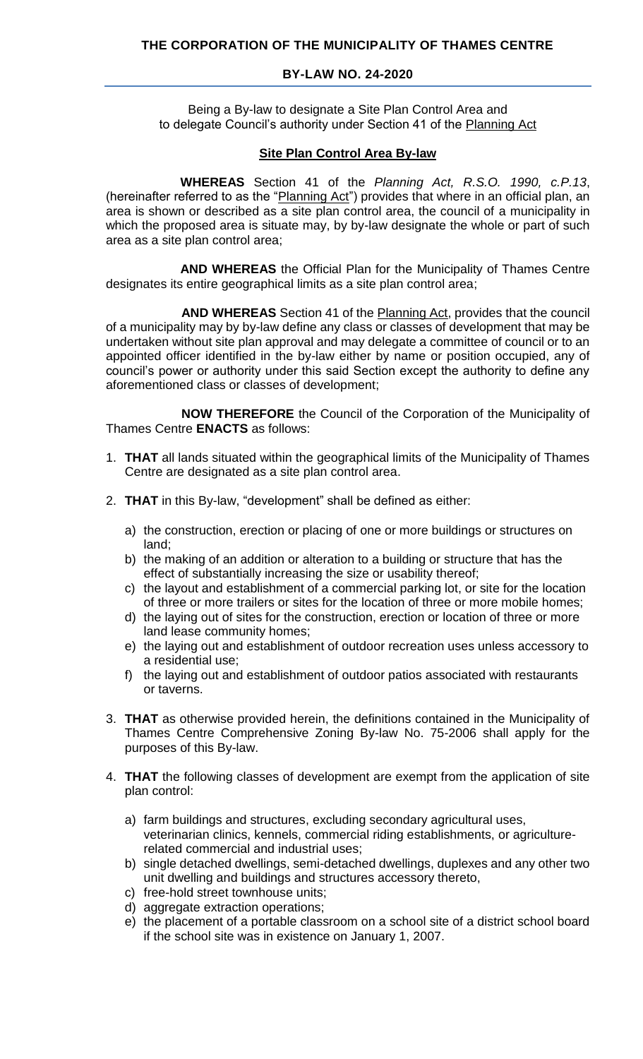# THE CORPORATION OF THE MUNICIPALITY OF THAMES CENTRE

## BY-LAW NO. 24-2020

Being a By-law to designate a Site Plan Control Area and to delegate Council's authority under Section 41 of the Planning Act

### Site Plan Control Area By-law

**WHEREAS** Section 41 of the *Planning Act, R.S.O. 1990, c.P.13*, (hereinafter referred to as the "Planning Act") provides that where in an official plan, an area is shown or described as a site plan control area, the council of a municipality in which the proposed area is situate may, by by-law designate the whole or part of such area as a site plan control area;

**AND WHEREAS** the Official Plan for the Municipality of Thames Centre designates its entire geographical limits as a site plan control area;

**AND WHEREAS** Section 41 of the Planning Act, provides that the council of a municipality may by by-law define any class or classes of development that may be undertaken without site plan approval and may delegate a committee of council or to an appointed officer identified in the by-law either by name or position occupied, any of council's power or authority under this said Section except the authority to define any aforementioned class or classes of development;

**NOW THEREFORE** the Council of the Corporation of the Municipality of Thames Centre **ENACTS** as follows:

1. **THAT** all lands situated within the geographical limits of the Municipality of Thames Centre are designated as a site plan control area.
2. **THAT** in this By-law, "development" shall be defined as either:
   a) the construction, erection or placing of one or more buildings or structures on land;
   b) the making of an addition or alteration to a building or structure that has the effect of substantially increasing the size or usability thereof;
   c) the layout and establishment of a commercial parking lot, or site for the location of three or more trailers or sites for the location of three or more mobile homes;
   d) the laying out of sites for the construction, erection or location of three or more land lease community homes;
   e) the laying out and establishment of outdoor recreation uses unless accessory to a residential use;
   f) the laying out and establishment of outdoor patios associated with restaurants or taverns.
3. **THAT** as otherwise provided herein, the definitions contained in the Municipality of Thames Centre Comprehensive Zoning By-law No. 75-2006 shall apply for the purposes of this By-law.
4. **THAT** the following classes of development are exempt from the application of site plan control:
   a) farm buildings and structures, excluding secondary agricultural uses, veterinarian clinics, kennels, commercial riding establishments, or agriculture-related commercial and industrial uses;
   b) single detached dwellings, semi-detached dwellings, duplexes and any other two unit dwelling and buildings and structures accessory thereto,
   c) free-hold street townhouse units;
   d) aggregate extraction operations;
   e) the placement of a portable classroom on a school site of a district school board if the school site was in existence on January 1, 2007.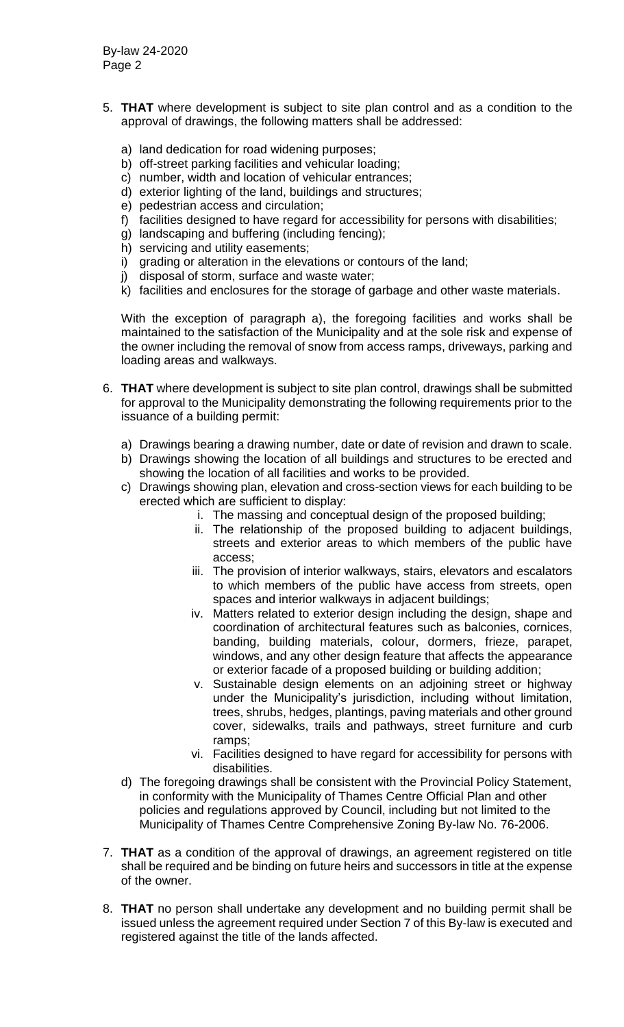5. **THAT** where development is subject to site plan control and as a condition to the approval of drawings, the following matters shall be addressed:

   a) land dedication for road widening purposes;
   b) off-street parking facilities and vehicular loading;
   c) number, width and location of vehicular entrances;
   d) exterior lighting of the land, buildings and structures;
   e) pedestrian access and circulation;
   f) facilities designed to have regard for accessibility for persons with disabilities;
   g) landscaping and buffering (including fencing);
   h) servicing and utility easements;
   i) grading or alteration in the elevations or contours of the land;
   j) disposal of storm, surface and waste water;
   k) facilities and enclosures for the storage of garbage and other waste materials.

   With the exception of paragraph a), the foregoing facilities and works shall be maintained to the satisfaction of the Municipality and at the sole risk and expense of the owner including the removal of snow from access ramps, driveways, parking and loading areas and walkways.

6. **THAT** where development is subject to site plan control, drawings shall be submitted for approval to the Municipality demonstrating the following requirements prior to the issuance of a building permit:

   a) Drawings bearing a drawing number, date or date of revision and drawn to scale.
   b) Drawings showing the location of all buildings and structures to be erected and showing the location of all facilities and works to be provided.
   c) Drawings showing plan, elevation and cross-section views for each building to be erected which are sufficient to display:
      i. The massing and conceptual design of the proposed building;
      ii. The relationship of the proposed building to adjacent buildings, streets and exterior areas to which members of the public have access;
      iii. The provision of interior walkways, stairs, elevators and escalators to which members of the public have access from streets, open spaces and interior walkways in adjacent buildings;
      iv. Matters related to exterior design including the design, shape and coordination of architectural features such as balconies, cornices, banding, building materials, colour, dormers, frieze, parapet, windows, and any other design feature that affects the appearance or exterior facade of a proposed building or building addition;
      v. Sustainable design elements on an adjoining street or highway under the Municipality's jurisdiction, including without limitation, trees, shrubs, hedges, plantings, paving materials and other ground cover, sidewalks, trails and pathways, street furniture and curb ramps;
      vi. Facilities designed to have regard for accessibility for persons with disabilities.
   d) The foregoing drawings shall be consistent with the Provincial Policy Statement, in conformity with the Municipality of Thames Centre Official Plan and other policies and regulations approved by Council, including but not limited to the Municipality of Thames Centre Comprehensive Zoning By-law No. 76-2006.

7. **THAT** as a condition of the approval of drawings, an agreement registered on title shall be required and be binding on future heirs and successors in title at the expense of the owner.

8. **THAT** no person shall undertake any development and no building permit shall be issued unless the agreement required under Section 7 of this By-law is executed and registered against the title of the lands affected.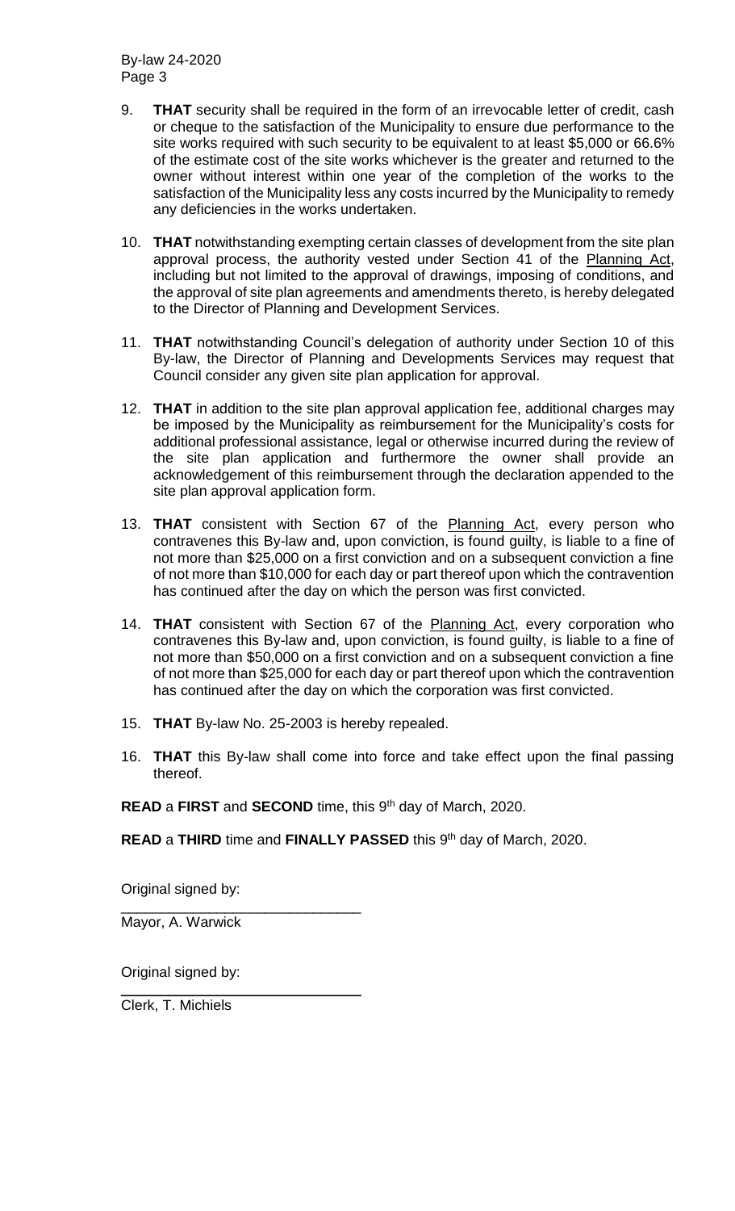9. **THAT** security shall be required in the form of an irrevocable letter of credit, cash or cheque to the satisfaction of the Municipality to ensure due performance to the site works required with such security to be equivalent to at least $5,000 or 66.6% of the estimate cost of the site works whichever is the greater and returned to the owner without interest within one year of the completion of the works to the satisfaction of the Municipality less any costs incurred by the Municipality to remedy any deficiencies in the works undertaken.

10. **THAT** notwithstanding exempting certain classes of development from the site plan approval process, the authority vested under Section 41 of the Planning Act, including but not limited to the approval of drawings, imposing of conditions, and the approval of site plan agreements and amendments thereto, is hereby delegated to the Director of Planning and Development Services.

11. **THAT** notwithstanding Council's delegation of authority under Section 10 of this By-law, the Director of Planning and Developments Services may request that Council consider any given site plan application for approval.

12. **THAT** in addition to the site plan approval application fee, additional charges may be imposed by the Municipality as reimbursement for the Municipality's costs for additional professional assistance, legal or otherwise incurred during the review of the site plan application and furthermore the owner shall provide an acknowledgement of this reimbursement through the declaration appended to the site plan approval application form.

13. **THAT** consistent with Section 67 of the Planning Act, every person who contravenes this By-law and, upon conviction, is found guilty, is liable to a fine of not more than $25,000 on a first conviction and on a subsequent conviction a fine of not more than $10,000 for each day or part thereof upon which the contravention has continued after the day on which the person was first convicted.

14. **THAT** consistent with Section 67 of the Planning Act, every corporation who contravenes this By-law and, upon conviction, is found guilty, is liable to a fine of not more than $50,000 on a first conviction and on a subsequent conviction a fine of not more than $25,000 for each day or part thereof upon which the contravention has continued after the day on which the corporation was first convicted.

15. **THAT** By-law No. 25-2003 is hereby repealed.

16. **THAT** this By-law shall come into force and take effect upon the final passing thereof.

**READ** a **FIRST** and **SECOND** time, this 9th day of March, 2020.

**READ** a **THIRD** time and **FINALLY PASSED** this 9th day of March, 2020.

Original signed by:

______________________________
Mayor, A. Warwick

Original signed by:

______________________________
Clerk, T. Michiels